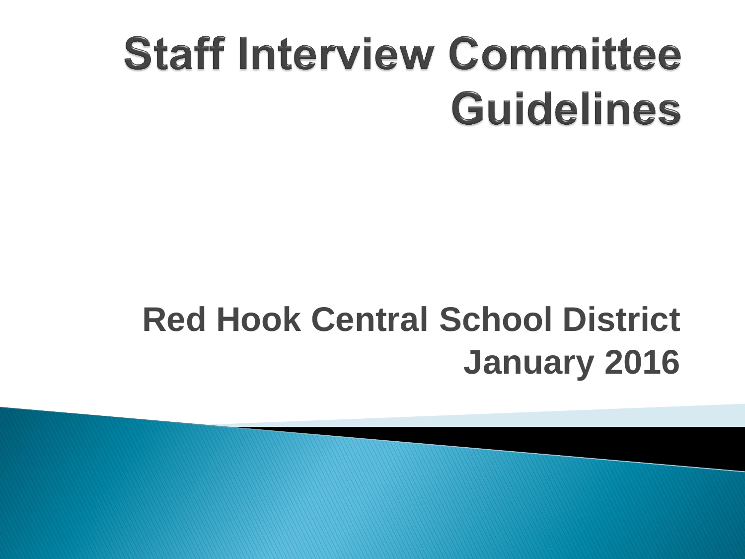# Staff Interview Committee Guidelines

**Red Hook Central School District**
**January 2016**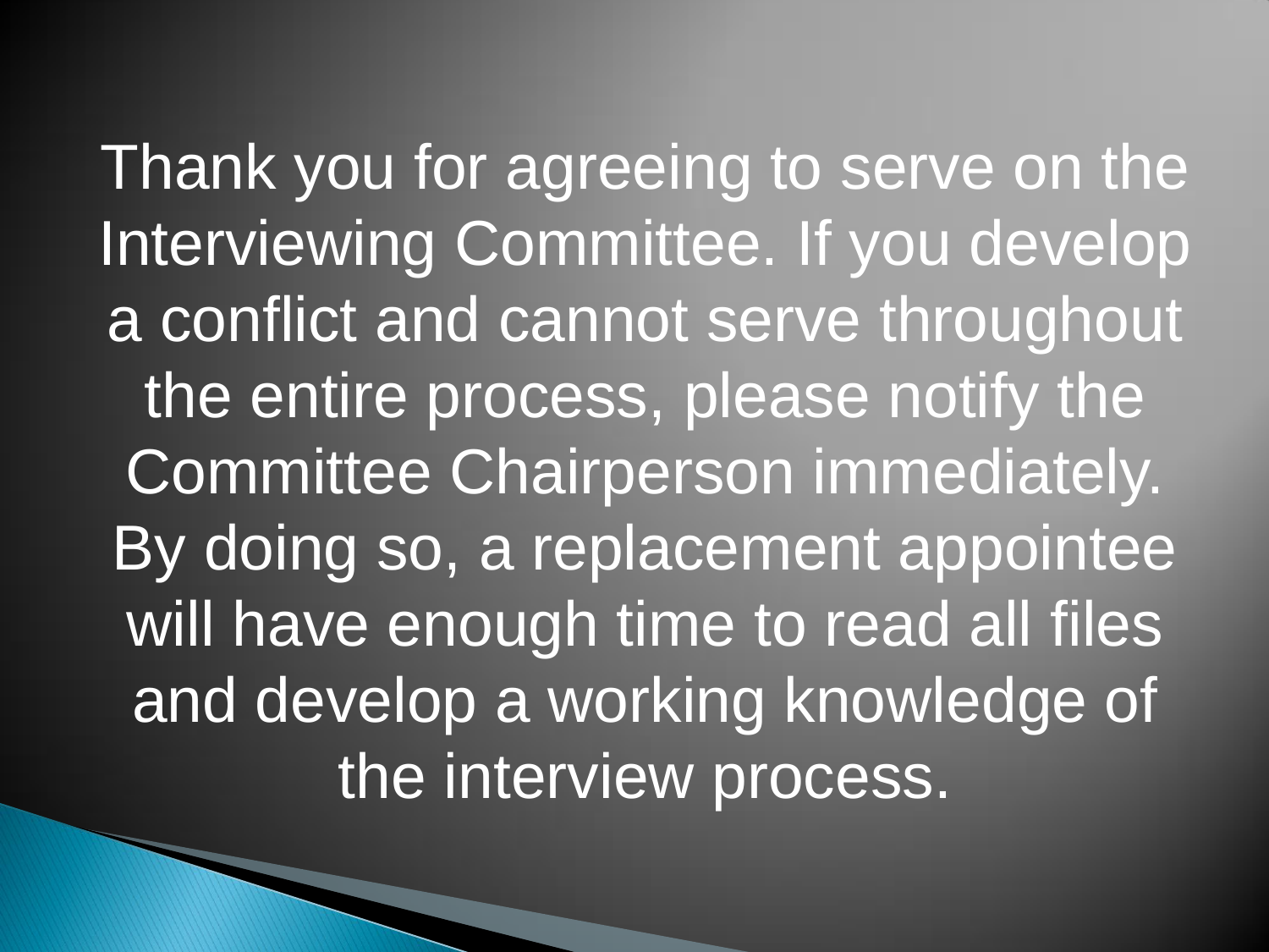Thank you for agreeing to serve on the Interviewing Committee. If you develop a conflict and cannot serve throughout the entire process, please notify the Committee Chairperson immediately. By doing so, a replacement appointee will have enough time to read all files and develop a working knowledge of the interview process.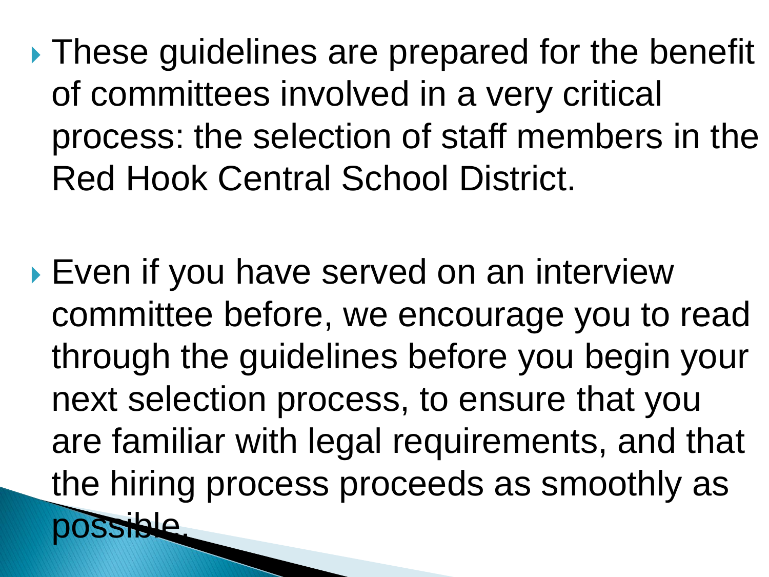- These guidelines are prepared for the benefit of committees involved in a very critical process: the selection of staff members in the Red Hook Central School District.

- Even if you have served on an interview committee before, we encourage you to read through the guidelines before you begin your next selection process, to ensure that you are familiar with legal requirements, and that the hiring process proceeds as smoothly as possible.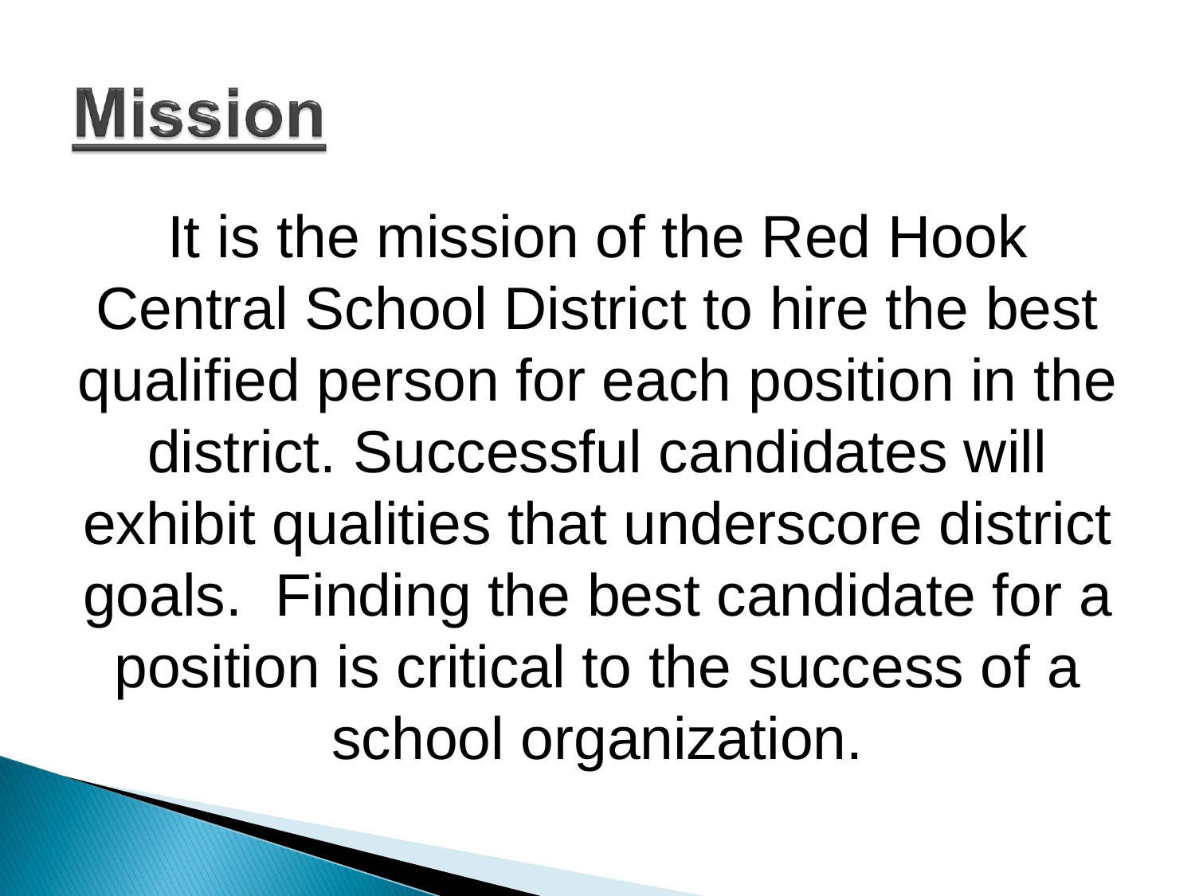# Mission

It is the mission of the Red Hook Central School District to hire the best qualified person for each position in the district. Successful candidates will exhibit qualities that underscore district goals. Finding the best candidate for a position is critical to the success of a school organization.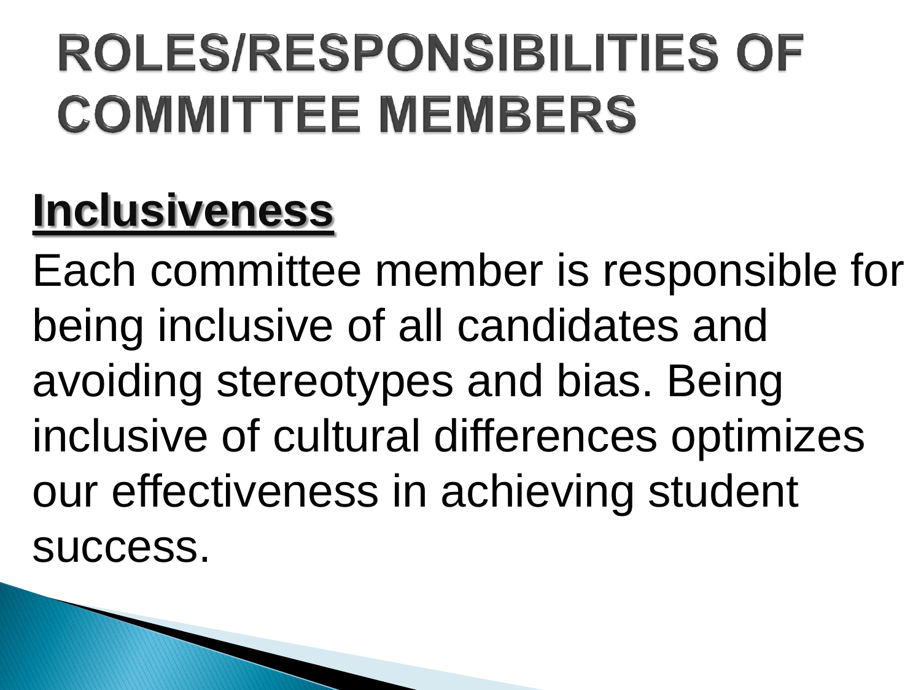# ROLES/RESPONSIBILITIES OF COMMITTEE MEMBERS

## Inclusiveness

Each committee member is responsible for being inclusive of all candidates and avoiding stereotypes and bias. Being inclusive of cultural differences optimizes our effectiveness in achieving student success.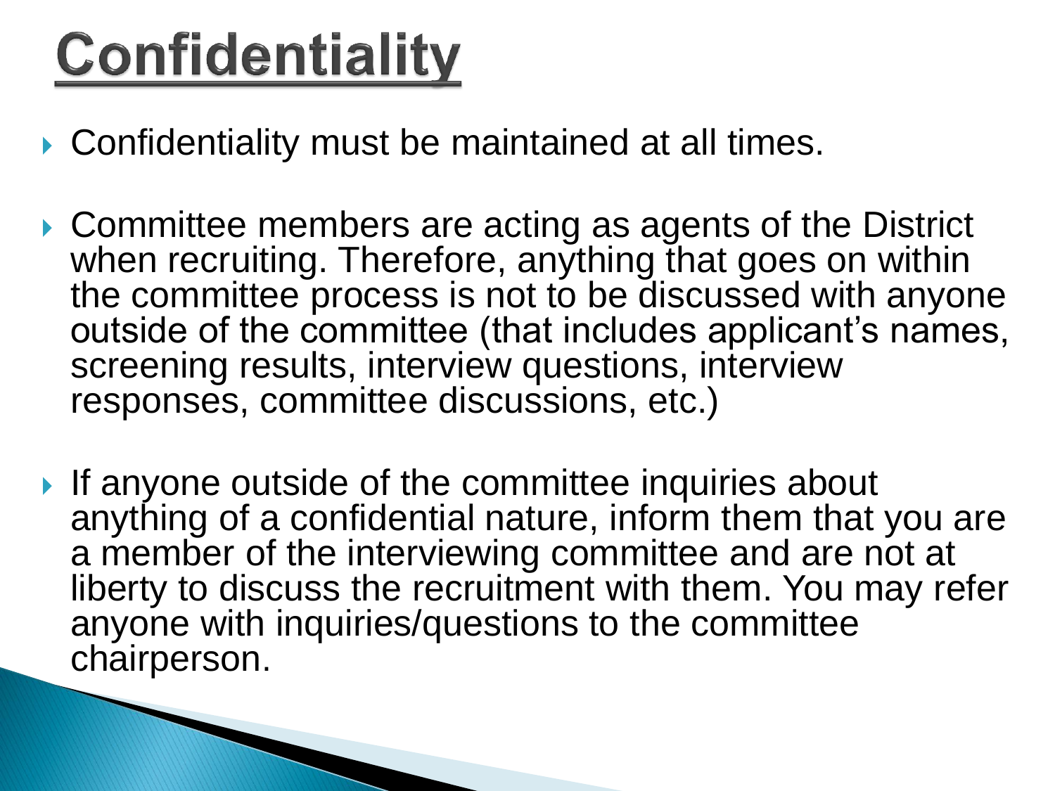# Confidentiality

- Confidentiality must be maintained at all times.
- Committee members are acting as agents of the District when recruiting. Therefore, anything that goes on within the committee process is not to be discussed with anyone outside of the committee (that includes applicant's names, screening results, interview questions, interview responses, committee discussions, etc.)
- If anyone outside of the committee inquiries about anything of a confidential nature, inform them that you are a member of the interviewing committee and are not at liberty to discuss the recruitment with them. You may refer anyone with inquiries/questions to the committee chairperson.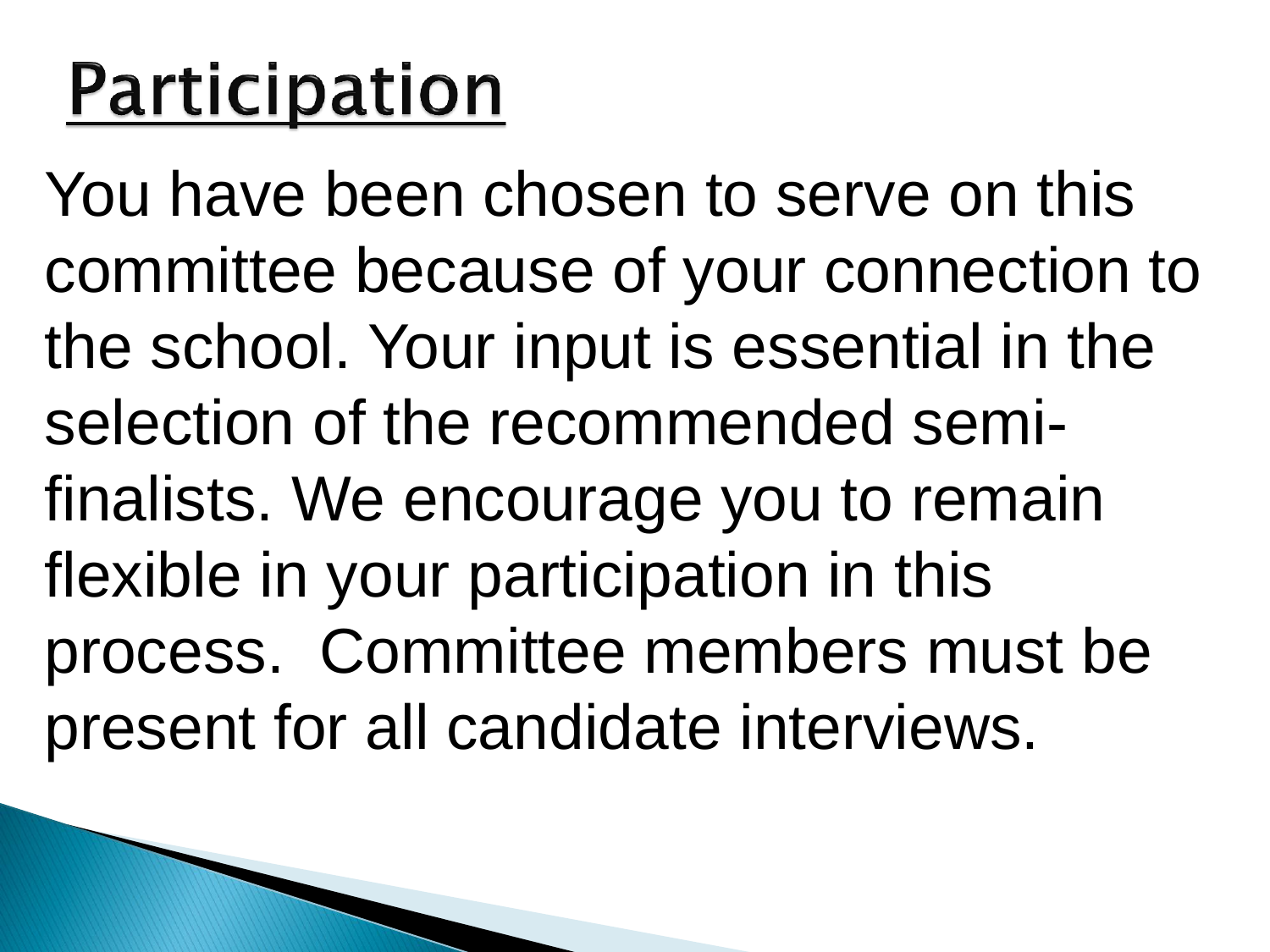# Participation

You have been chosen to serve on this committee because of your connection to the school. Your input is essential in the selection of the recommended semi-finalists. We encourage you to remain flexible in your participation in this process. Committee members must be present for all candidate interviews.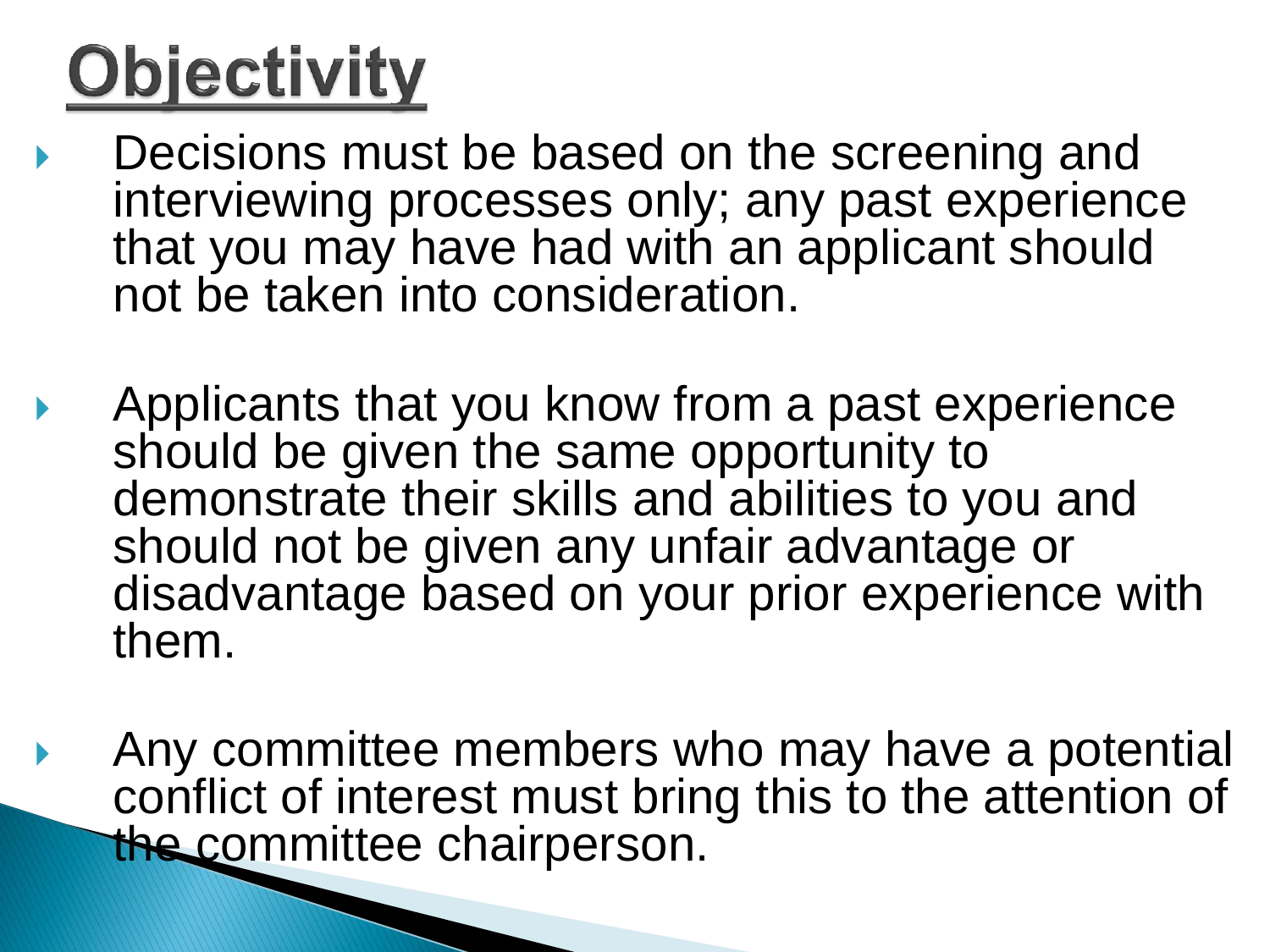# Objectivity

- Decisions must be based on the screening and interviewing processes only; any past experience that you may have had with an applicant should not be taken into consideration.

- Applicants that you know from a past experience should be given the same opportunity to demonstrate their skills and abilities to you and should not be given any unfair advantage or disadvantage based on your prior experience with them.

- Any committee members who may have a potential conflict of interest must bring this to the attention of the committee chairperson.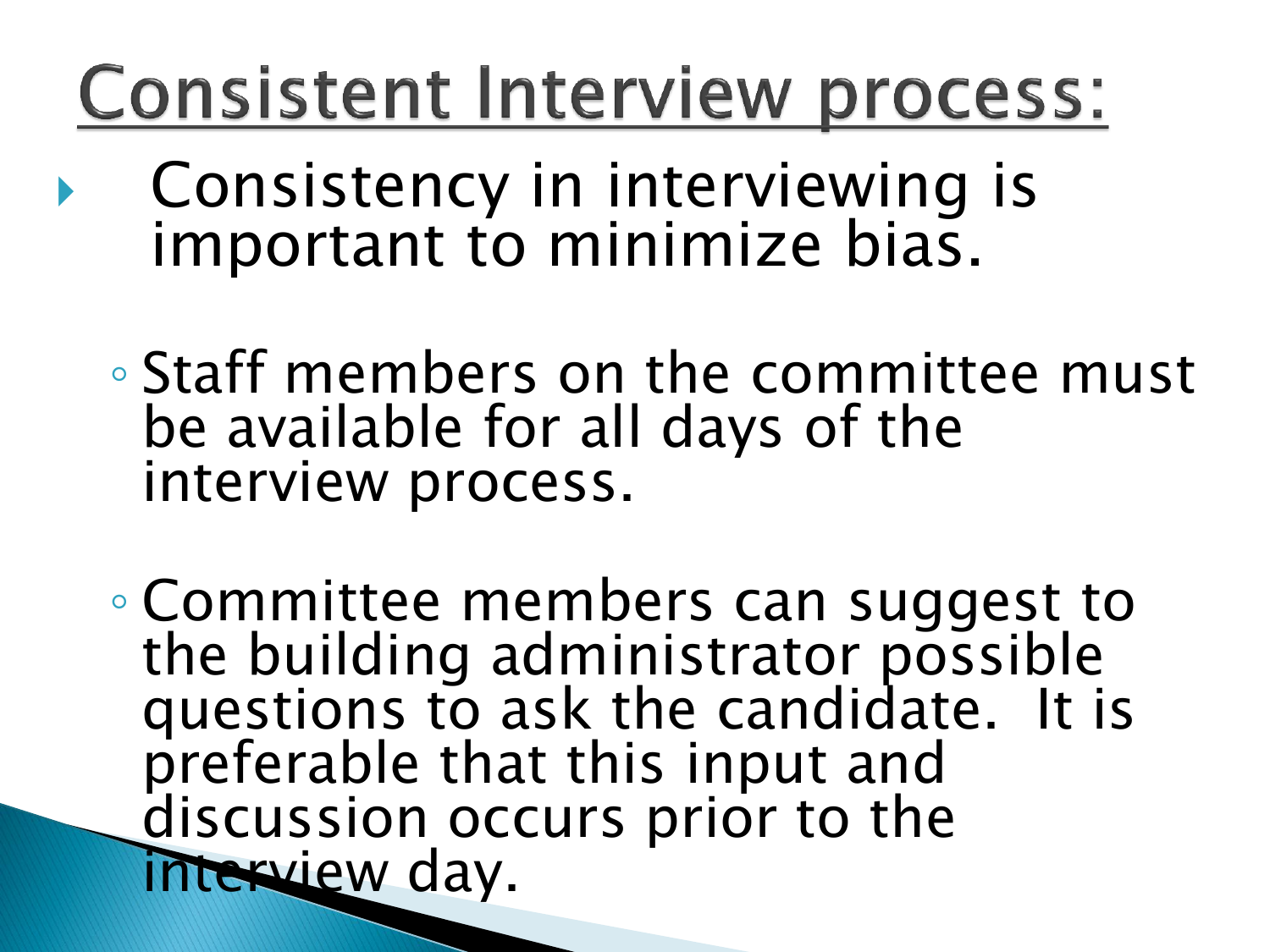# Consistent Interview process:

- Consistency in interviewing is important to minimize bias.
  - Staff members on the committee must be available for all days of the interview process.
  - Committee members can suggest to the building administrator possible questions to ask the candidate. It is preferable that this input and discussion occurs prior to the interview day.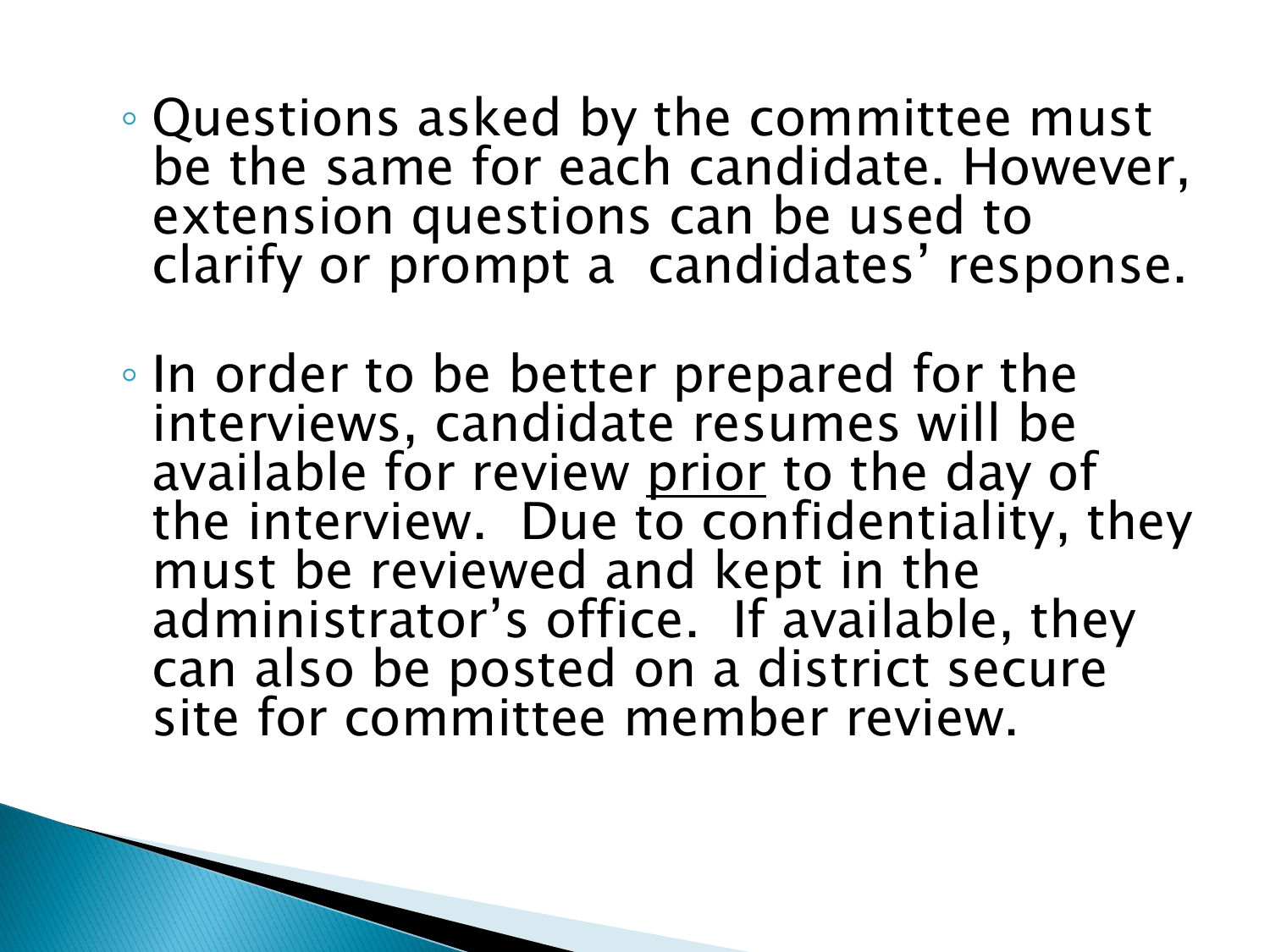- Questions asked by the committee must be the same for each candidate. However, extension questions can be used to clarify or prompt a  candidates' response.

- In order to be better prepared for the interviews, candidate resumes will be available for review <u>prior</u> to the day of the interview.  Due to confidentiality, they must be reviewed and kept in the administrator's office.  If available, they can also be posted on a district secure site for committee member review.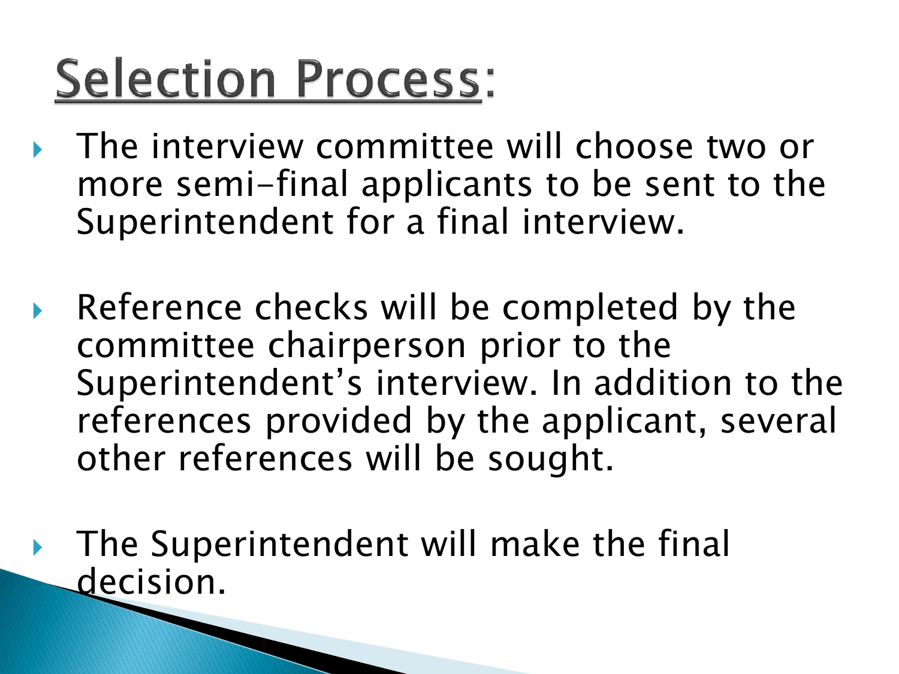# Selection Process:

- The interview committee will choose two or more semi-final applicants to be sent to the Superintendent for a final interview.
- Reference checks will be completed by the committee chairperson prior to the Superintendent's interview. In addition to the references provided by the applicant, several other references will be sought.
- The Superintendent will make the final decision.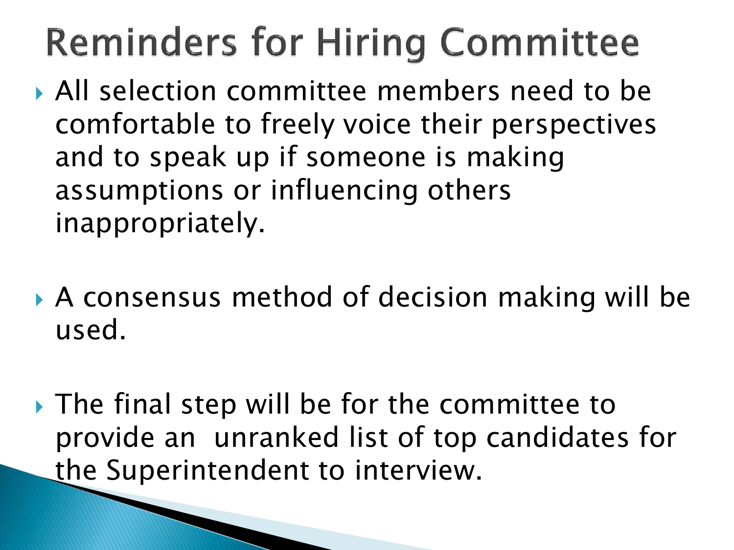# Reminders for Hiring Committee

- All selection committee members need to be comfortable to freely voice their perspectives and to speak up if someone is making assumptions or influencing others inappropriately.
- A consensus method of decision making will be used.
- The final step will be for the committee to provide an unranked list of top candidates for the Superintendent to interview.